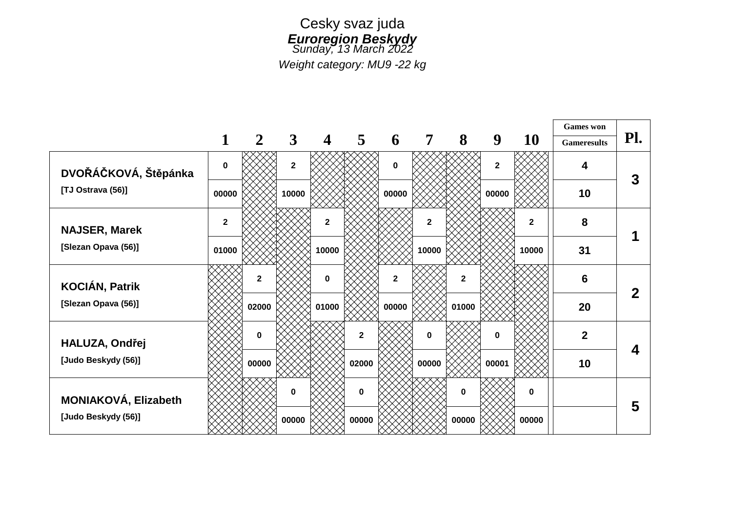Cesky svaz juda

***Euroregion Beskydy***

*Sunday, 13 March 2022*

*Weight category: MU9 -22 kg*

| | 1 | 2 | 3 | 4 | 5 | 6 | 7 | 8 | 9 | 10 | Games won / Gameresults | Pl. |
|---|---|---|---|---|---|---|---|---|---|---|---|---|
| **DVOŘÁČKOVÁ, Štěpánka** | 0 | | 2 | | | 0 | | | 2 | | 4 | 3 |
| [TJ Ostrava (56)] | 00000 | | 10000 | | | 00000 | | | 00000 | | 10 | |
| **NAJSER, Marek** | 2 | | | 2 | | | 2 | | | 2 | 8 | 1 |
| [Slezan Opava (56)] | 01000 | | | 10000 | | | 10000 | | | 10000 | 31 | |
| **KOCIÁN, Patrik** | | 2 | | 0 | | 2 | | 2 | | | 6 | 2 |
| [Slezan Opava (56)] | | 02000 | | 01000 | | 00000 | | 01000 | | | 20 | |
| **HALUZA, Ondřej** | | 0 | | | 2 | | 0 | | 0 | | 2 | 4 |
| [Judo Beskydy (56)] | | 00000 | | | 02000 | | 00000 | | 00001 | | 10 | |
| **MONIAKOVÁ, Elizabeth** | | | 0 | | 0 | | | 0 | | 0 | | 5 |
| [Judo Beskydy (56)] | | | 00000 | | 00000 | | | 00000 | | 00000 | | |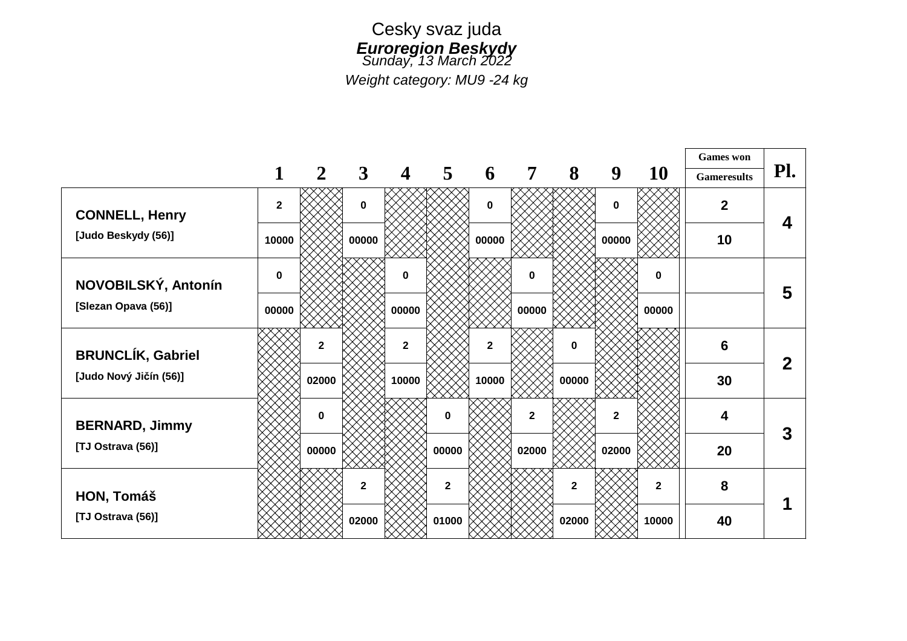Cesky svaz juda

***Euroregion Beskydy***

*Sunday, 13 March 2022*

*Weight category: MU9 -24 kg*

| | 1 | 2 | 3 | 4 | 5 | 6 | 7 | 8 | 9 | 10 | Games won / Gameresults | Pl. |
|---|---|---|---|---|---|---|---|---|---|---|---|---|
| **CONNELL, Henry** | 2 | | 0 | | | 0 | | | 0 | | 2 | 4 |
| [Judo Beskydy (56)] | 10000 | | 00000 | | | 00000 | | | 00000 | | 10 | |
| **NOVOBILSKÝ, Antonín** | 0 | | | 0 | | | 0 | | | 0 | | 5 |
| [Slezan Opava (56)] | 00000 | | | 00000 | | | 00000 | | | 00000 | | |
| **BRUNCLÍK, Gabriel** | | 2 | | 2 | | 2 | | 0 | | | 6 | 2 |
| [Judo Nový Jičín (56)] | | 02000 | | 10000 | | 10000 | | 00000 | | | 30 | |
| **BERNARD, Jimmy** | | 0 | | | 0 | | 2 | | 2 | | 4 | 3 |
| [TJ Ostrava (56)] | | 00000 | | | 00000 | | 02000 | | 02000 | | 20 | |
| **HON, Tomáš** | | | 2 | | 2 | | | 2 | | 2 | 8 | 1 |
| [TJ Ostrava (56)] | | | 02000 | | 01000 | | | 02000 | | 10000 | 40 | |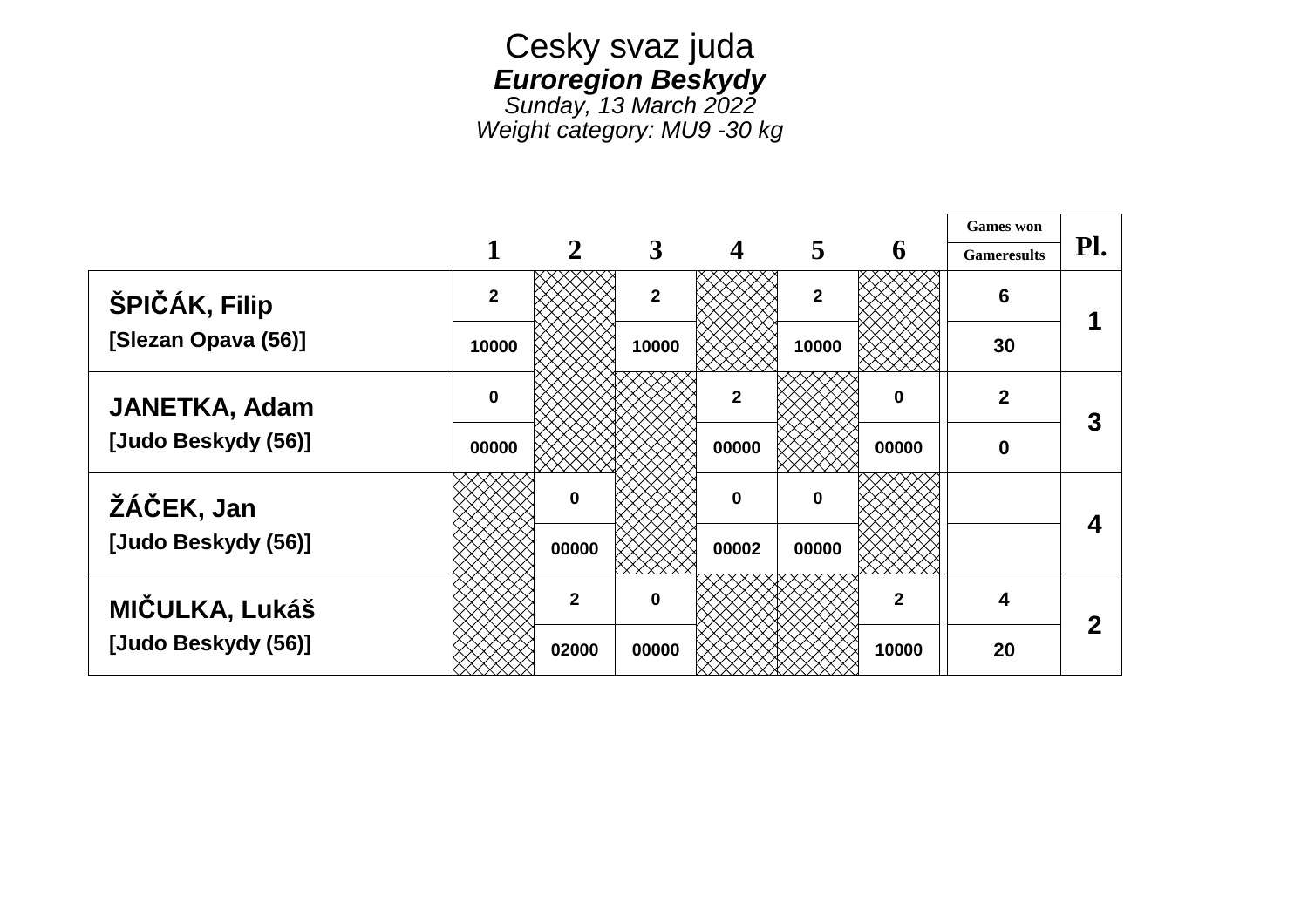# Cesky svaz juda

## *Euroregion Beskydy*

*Sunday, 13 March 2022*

*Weight category: MU9 -30 kg*

| | 1 | 2 | 3 | 4 | 5 | 6 | Games won / Gameresults | Pl. |
|---|---|---|---|---|---|---|---|---|
| **ŠPIČÁK, Filip** | 2 | | 2 | | 2 | | 6 | 1 |
| **[Slezan Opava (56)]** | 10000 | | 10000 | | 10000 | | 30 | |
| **JANETKA, Adam** | 0 | | | 2 | | 0 | 2 | 3 |
| **[Judo Beskydy (56)]** | 00000 | | | 00000 | | 00000 | 0 | |
| **ŽÁČEK, Jan** | | 0 | | 0 | 0 | | | 4 |
| **[Judo Beskydy (56)]** | | 00000 | | 00002 | 00000 | | | |
| **MIČULKA, Lukáš** | | 2 | 0 | | | 2 | 4 | 2 |
| **[Judo Beskydy (56)]** | | 02000 | 00000 | | | 10000 | 20 | |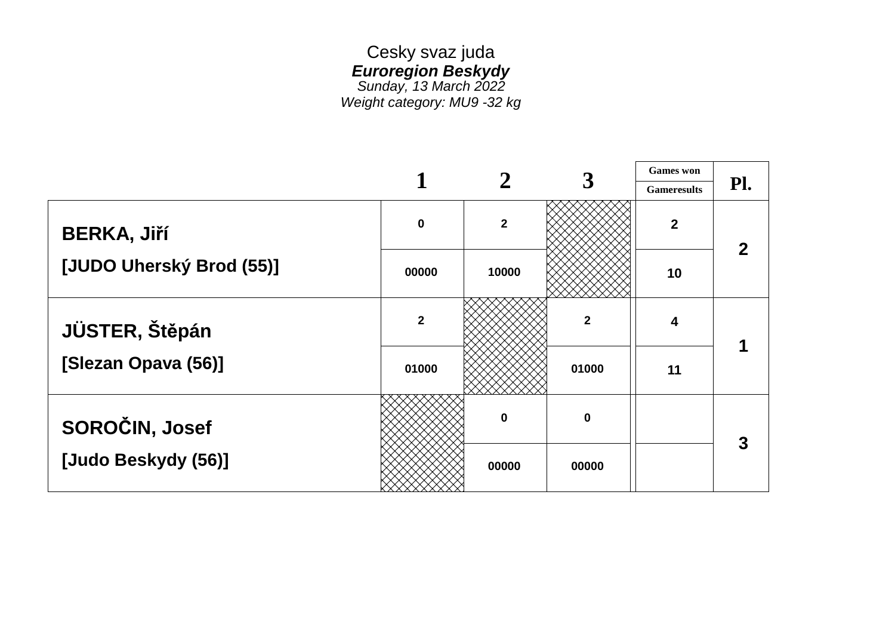Cesky svaz juda

***Euroregion Beskydy***

*Sunday, 13 March 2022*

*Weight category: MU9 -32 kg*

| | 1 | 2 | 3 | Games won / Gameresults | Pl. |
|---|---|---|---|---|---|
| **BERKA, Jiří** | 0 | 2 | | 2 | 2 |
| **[JUDO Uherský Brod (55)]** | 00000 | 10000 | | 10 | |
| **JÜSTER, Štěpán** | 2 | | 2 | 4 | 1 |
| **[Slezan Opava (56)]** | 01000 | | 01000 | 11 | |
| **SOROČIN, Josef** | | 0 | 0 | | 3 |
| **[Judo Beskydy (56)]** | | 00000 | 00000 | | |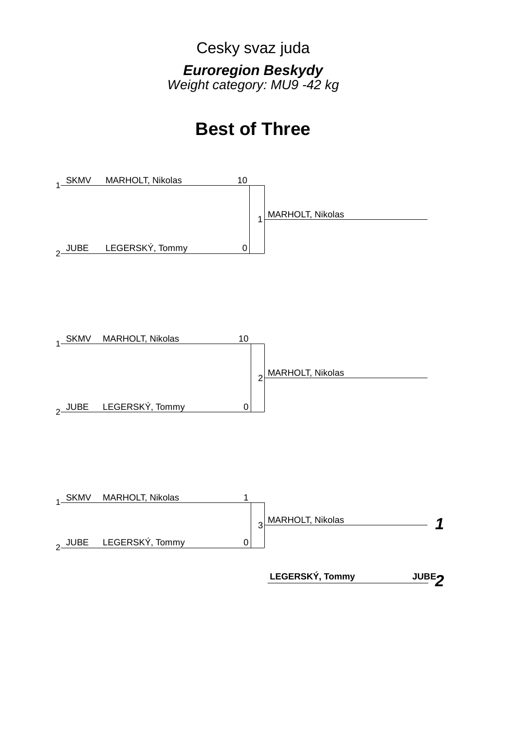Cesky svaz juda

***Euroregion Beskydy***

*Weight category: MU9 -42 kg*

# Best of Three

| | Club | Name | Score | Match | Winner |
|---|---|---|---|---|---|
| 1 | SKMV | MARHOLT, Nikolas | 10 | 1 | MARHOLT, Nikolas |
| 2 | JUBE | LEGERSKÝ, Tommy | 0 | | |

| | Club | Name | Score | Match | Winner |
|---|---|---|---|---|---|
| 1 | SKMV | MARHOLT, Nikolas | 10 | 2 | MARHOLT, Nikolas |
| 2 | JUBE | LEGERSKÝ, Tommy | 0 | | |

| | Club | Name | Score | Match | Winner |
|---|---|---|---|---|---|
| 1 | SKMV | MARHOLT, Nikolas | 1 | 3 | MARHOLT, Nikolas |
| 2 | JUBE | LEGERSKÝ, Tommy | 0 | | |

| Place | Name | Club |
|---|---|---|
| ***1*** | MARHOLT, Nikolas | |
| ***2*** | **LEGERSKÝ, Tommy** | **JUBE** |